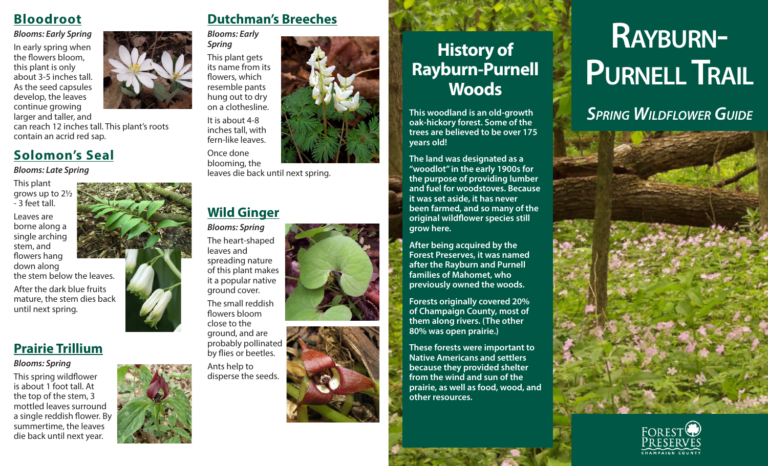## Bloodroot

***Blooms: Early Spring***

In early spring when the flowers bloom, this plant is only about 3-5 inches tall. As the seed capsules develop, the leaves continue growing larger and taller, and can reach 12 inches tall. This plant's roots contain an acrid red sap.

## Solomon's Seal

***Blooms: Late Spring***

This plant grows up to 2½ - 3 feet tall.

Leaves are borne along a single arching stem, and flowers hang down along the stem below the leaves.

After the dark blue fruits mature, the stem dies back until next spring.

## Prairie Trillium

***Blooms: Spring***

This spring wildflower is about 1 foot tall. At the top of the stem, 3 mottled leaves surround a single reddish flower. By summertime, the leaves die back until next year.

## Dutchman's Breeches

***Blooms: Early Spring***

This plant gets its name from its flowers, which resemble pants hung out to dry on a clothesline.

It is about 4-8 inches tall, with fern-like leaves.

Once done blooming, the leaves die back until next spring.

## Wild Ginger

***Blooms: Spring***

The heart-shaped leaves and spreading nature of this plant makes it a popular native ground cover.

The small reddish flowers bloom close to the ground, and are probably pollinated by flies or beetles.

Ants help to disperse the seeds.

## History of Rayburn-Purnell Woods

**This woodland is an old-growth oak-hickory forest. Some of the trees are believed to be over 175 years old!**

**The land was designated as a "woodlot" in the early 1900s for the purpose of providing lumber and fuel for woodstoves. Because it was set aside, it has never been farmed, and so many of the original wildflower species still grow here.**

**After being acquired by the Forest Preserves, it was named after the Rayburn and Purnell families of Mahomet, who previously owned the woods.**

**Forests originally covered 20% of Champaign County, most of them along rivers. (The other 80% was open prairie.)**

**These forests were important to Native Americans and settlers because they provided shelter from the wind and sun of the prairie, as well as food, wood, and other resources.**

# Rayburn-Purnell Trail

## *Spring Wildflower Guide*

Forest Preserves Champaign County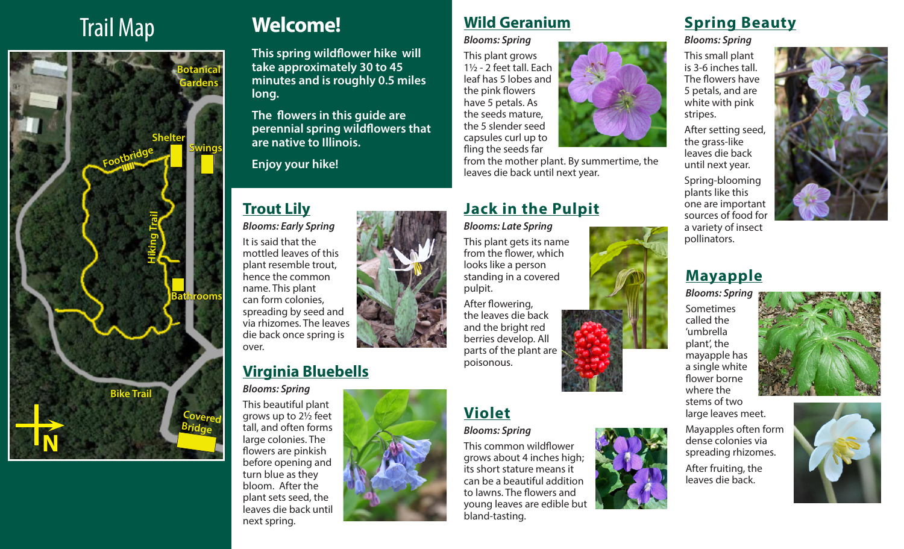# Trail Map

Botanical Gardens

Shelter

Swings

Footbridge

Hiking Trail

Bathrooms

Bike Trail

Covered Bridge

N

## Welcome!

**This spring wildflower hike will take approximately 30 to 45 minutes and is roughly 0.5 miles long.**

**The flowers in this guide are perennial spring wildflowers that are native to Illinois.**

**Enjoy your hike!**

## Trout Lily

*Blooms: Early Spring*

It is said that the mottled leaves of this plant resemble trout, hence the common name. This plant can form colonies, spreading by seed and via rhizomes. The leaves die back once spring is over.

## Virginia Bluebells

*Blooms: Spring*

This beautiful plant grows up to 2½ feet tall, and often forms large colonies. The flowers are pinkish before opening and turn blue as they bloom. After the plant sets seed, the leaves die back until next spring.

## Wild Geranium

*Blooms: Spring*

This plant grows 1½ - 2 feet tall. Each leaf has 5 lobes and the pink flowers have 5 petals. As the seeds mature, the 5 slender seed capsules curl up to fling the seeds far from the mother plant. By summertime, the leaves die back until next year.

## Jack in the Pulpit

*Blooms: Late Spring*

This plant gets its name from the flower, which looks like a person standing in a covered pulpit.

After flowering, the leaves die back and the bright red berries develop. All parts of the plant are poisonous.

## Violet

*Blooms: Spring*

This common wildflower grows about 4 inches high; its short stature means it can be a beautiful addition to lawns. The flowers and young leaves are edible but bland-tasting.

## Spring Beauty

*Blooms: Spring*

This small plant is 3-6 inches tall. The flowers have 5 petals, and are white with pink stripes.

After setting seed, the grass-like leaves die back until next year.

Spring-blooming plants like this one are important sources of food for a variety of insect pollinators.

## Mayapple

*Blooms: Spring*

Sometimes called the 'umbrella plant', the mayapple has a single white flower borne where the stems of two large leaves meet.

Mayapples often form dense colonies via spreading rhizomes.

After fruiting, the leaves die back.